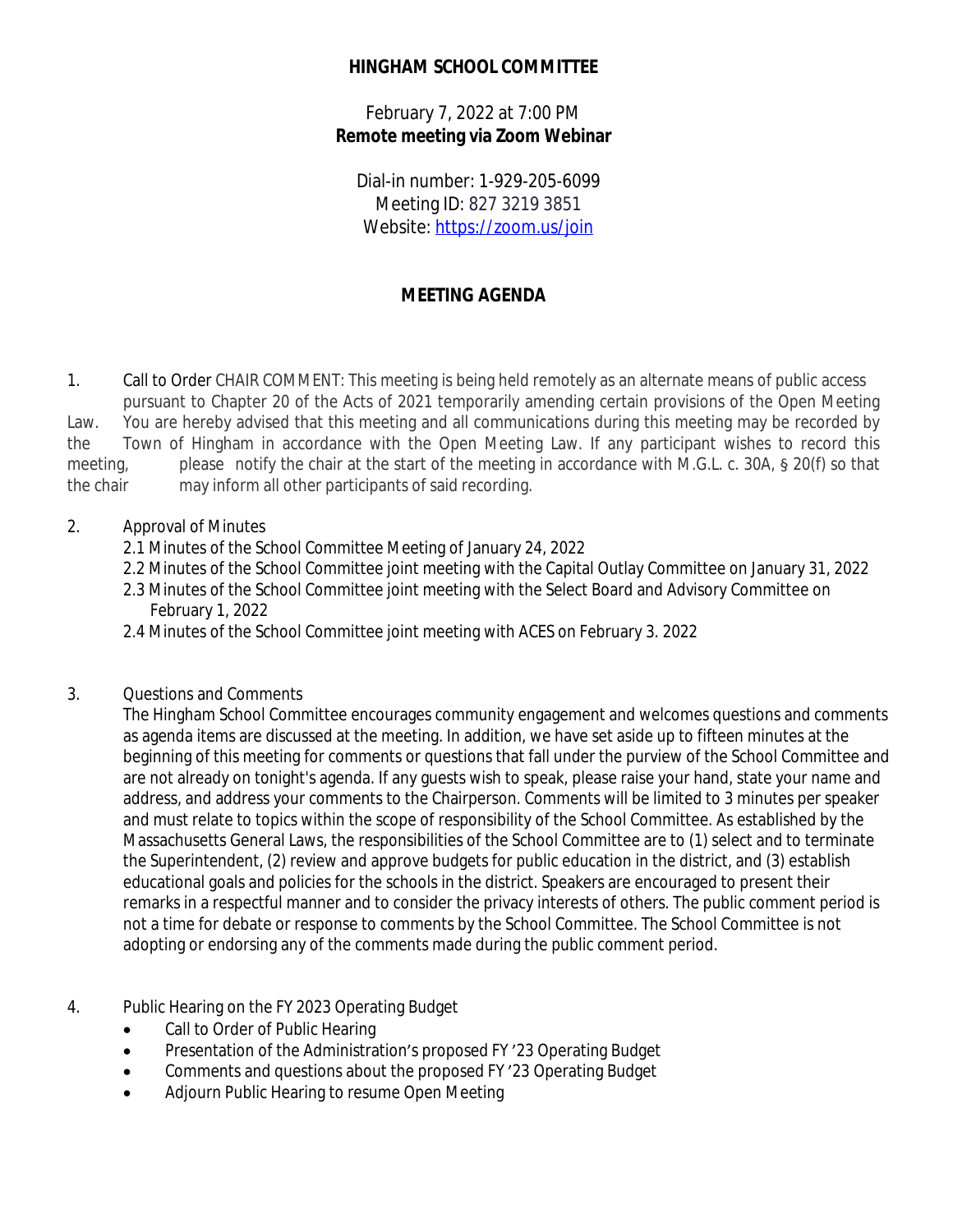# HINGHAM SCHOOL COMMITTEE

February 7, 2022 at 7:00 PM
**Remote meeting via Zoom Webinar**

Dial-in number: 1-929-205-6099
Meeting ID: 827 3219 3851
Website: https://zoom.us/join

## MEETING AGENDA

1. Call to Order CHAIR COMMENT: This meeting is being held remotely as an alternate means of public access pursuant to Chapter 20 of the Acts of 2021 temporarily amending certain provisions of the Open Meeting Law. You are hereby advised that this meeting and all communications during this meeting may be recorded by the Town of Hingham in accordance with the Open Meeting Law. If any participant wishes to record this meeting, please notify the chair at the start of the meeting in accordance with M.G.L. c. 30A, § 20(f) so that the chair may inform all other participants of said recording.

2. Approval of Minutes
   - 2.1 Minutes of the School Committee Meeting of January 24, 2022
   - 2.2 Minutes of the School Committee joint meeting with the Capital Outlay Committee on January 31, 2022
   - 2.3 Minutes of the School Committee joint meeting with the Select Board and Advisory Committee on February 1, 2022
   - 2.4 Minutes of the School Committee joint meeting with ACES on February 3. 2022

3. Questions and Comments
   The Hingham School Committee encourages community engagement and welcomes questions and comments as agenda items are discussed at the meeting. In addition, we have set aside up to fifteen minutes at the beginning of this meeting for comments or questions that fall under the purview of the School Committee and are not already on tonight's agenda. If any guests wish to speak, please raise your hand, state your name and address, and address your comments to the Chairperson. Comments will be limited to 3 minutes per speaker and must relate to topics within the scope of responsibility of the School Committee. As established by the Massachusetts General Laws, the responsibilities of the School Committee are to (1) select and to terminate the Superintendent, (2) review and approve budgets for public education in the district, and (3) establish educational goals and policies for the schools in the district. Speakers are encouraged to present their remarks in a respectful manner and to consider the privacy interests of others. The public comment period is not a time for debate or response to comments by the School Committee. The School Committee is not adopting or endorsing any of the comments made during the public comment period.

4. Public Hearing on the FY 2023 Operating Budget
   - Call to Order of Public Hearing
   - Presentation of the Administration's proposed FY '23 Operating Budget
   - Comments and questions about the proposed FY '23 Operating Budget
   - Adjourn Public Hearing to resume Open Meeting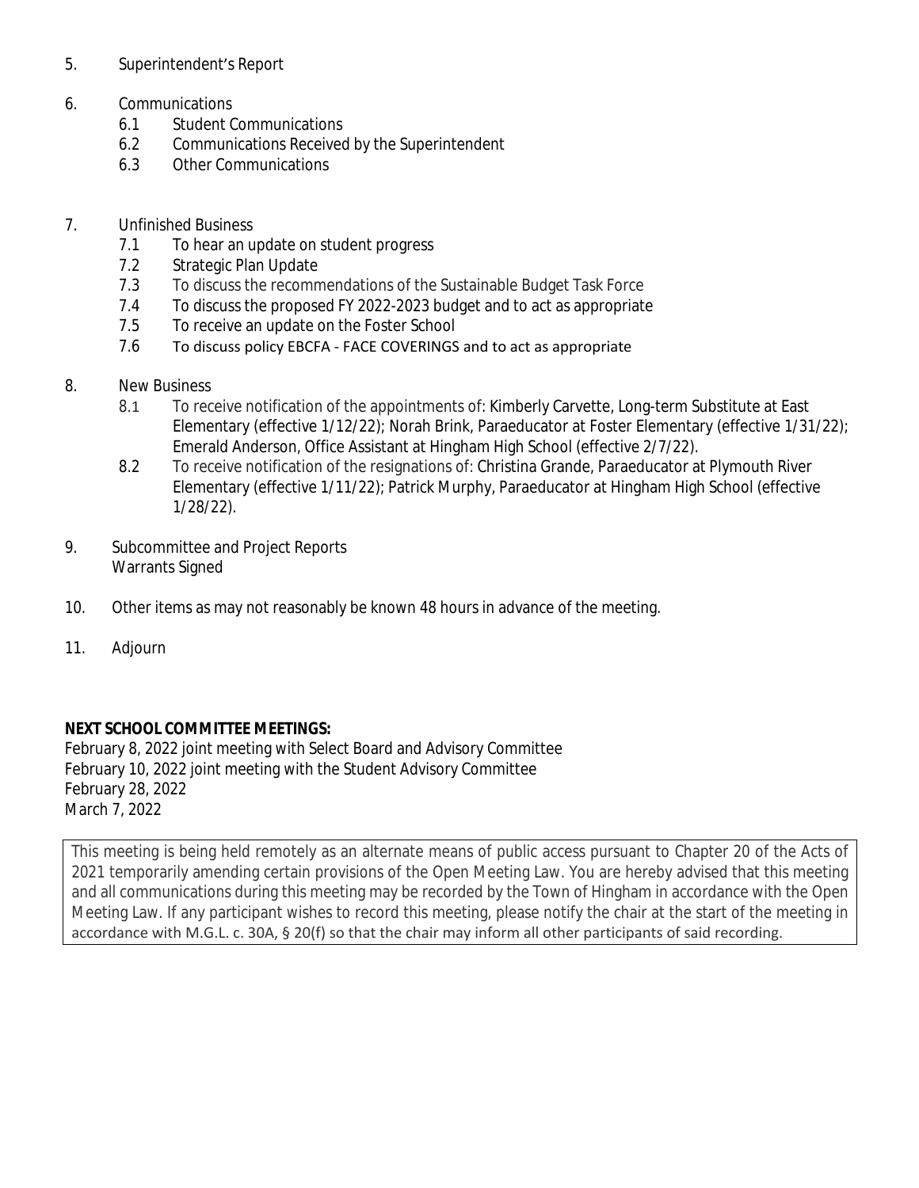5. Superintendent's Report

6. Communications
   - 6.1 Student Communications
   - 6.2 Communications Received by the Superintendent
   - 6.3 Other Communications

7. Unfinished Business
   - 7.1 To hear an update on student progress
   - 7.2 Strategic Plan Update
   - 7.3 To discuss the recommendations of the Sustainable Budget Task Force
   - 7.4 To discuss the proposed FY 2022-2023 budget and to act as appropriate
   - 7.5 To receive an update on the Foster School
   - 7.6 To discuss policy EBCFA - FACE COVERINGS and to act as appropriate

8. New Business
   - 8.1 To receive notification of the appointments of: Kimberly Carvette, Long-term Substitute at East Elementary (effective 1/12/22); Norah Brink, Paraeducator at Foster Elementary (effective 1/31/22); Emerald Anderson, Office Assistant at Hingham High School (effective 2/7/22).
   - 8.2 To receive notification of the resignations of: Christina Grande, Paraeducator at Plymouth River Elementary (effective 1/11/22); Patrick Murphy, Paraeducator at Hingham High School (effective 1/28/22).

9. Subcommittee and Project Reports
   Warrants Signed

10. Other items as may not reasonably be known 48 hours in advance of the meeting.

11. Adjourn

**NEXT SCHOOL COMMITTEE MEETINGS:**
February 8, 2022 joint meeting with Select Board and Advisory Committee
February 10, 2022 joint meeting with the Student Advisory Committee
February 28, 2022
March 7, 2022

This meeting is being held remotely as an alternate means of public access pursuant to Chapter 20 of the Acts of 2021 temporarily amending certain provisions of the Open Meeting Law. You are hereby advised that this meeting and all communications during this meeting may be recorded by the Town of Hingham in accordance with the Open Meeting Law. If any participant wishes to record this meeting, please notify the chair at the start of the meeting in accordance with M.G.L. c. 30A, § 20(f) so that the chair may inform all other participants of said recording.